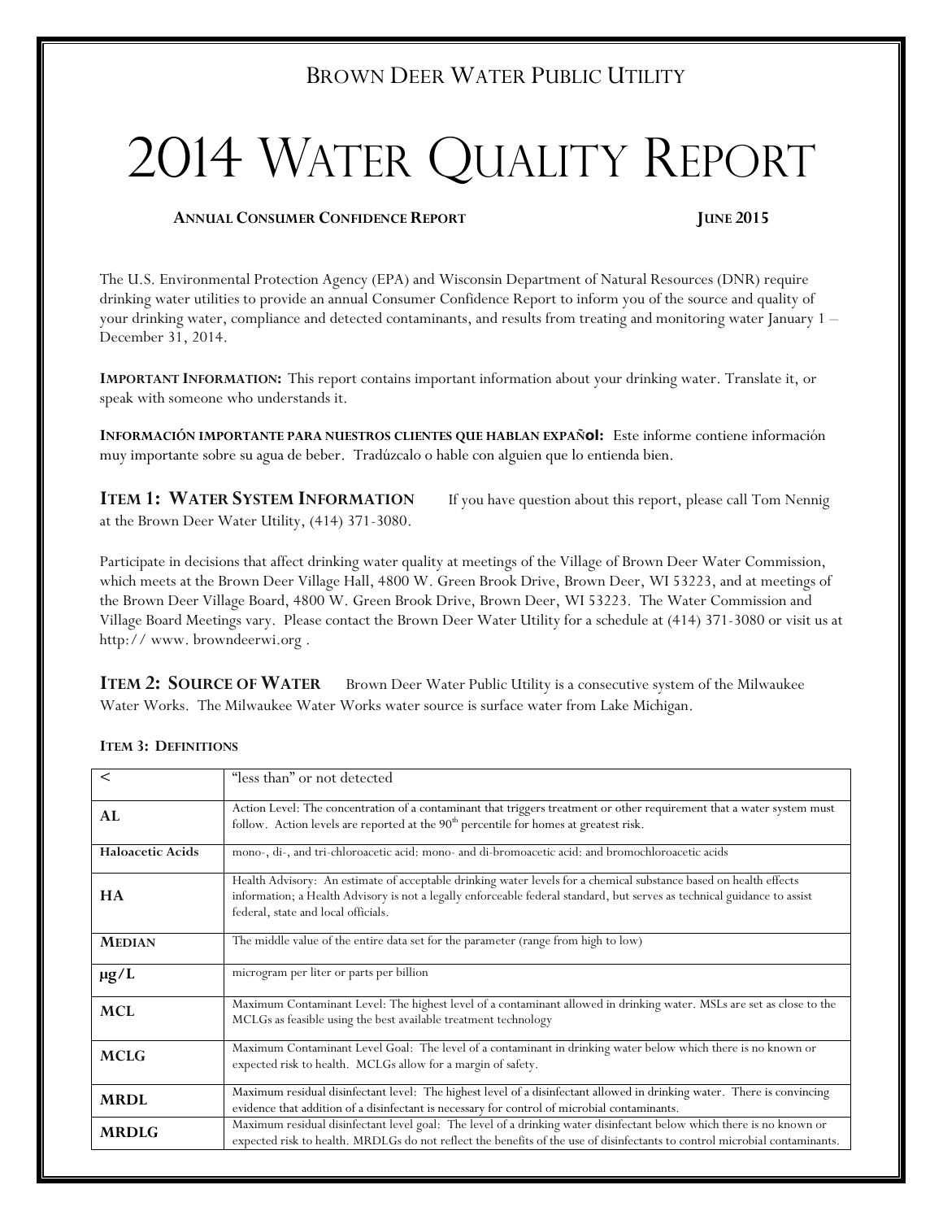Brown Deer Water Public Utility

# 2014 Water Quality Report

**Annual Consumer Confidence Report** **June 2015**

The U.S. Environmental Protection Agency (EPA) and Wisconsin Department of Natural Resources (DNR) require drinking water utilities to provide an annual Consumer Confidence Report to inform you of the source and quality of your drinking water, compliance and detected contaminants, and results from treating and monitoring water January 1 – December 31, 2014.

**Important Information:** This report contains important information about your drinking water. Translate it, or speak with someone who understands it.

**Información importante para nuestros clientes que hablan expañol:** Este informe contiene información muy importante sobre su agua de beber. Tradúzcalo o hable con alguien que lo entienda bien.

**Item 1: Water System Information** If you have question about this report, please call Tom Nennig at the Brown Deer Water Utility, (414) 371-3080.

Participate in decisions that affect drinking water quality at meetings of the Village of Brown Deer Water Commission, which meets at the Brown Deer Village Hall, 4800 W. Green Brook Drive, Brown Deer, WI 53223, and at meetings of the Brown Deer Village Board, 4800 W. Green Brook Drive, Brown Deer, WI 53223. The Water Commission and Village Board Meetings vary. Please contact the Brown Deer Water Utility for a schedule at (414) 371-3080 or visit us at http:// www. browndeerwi.org .

**Item 2: Source of Water** Brown Deer Water Public Utility is a consecutive system of the Milwaukee Water Works. The Milwaukee Water Works water source is surface water from Lake Michigan.

**Item 3: Definitions**

| | |
|---|---|
| < | "less than" or not detected |
| **AL** | Action Level: The concentration of a contaminant that triggers treatment or other requirement that a water system must follow. Action levels are reported at the 90th percentile for homes at greatest risk. |
| **Haloacetic Acids** | mono-, di-, and tri-chloroacetic acid: mono- and di-bromoacetic acid: and bromochloroacetic acids |
| **HA** | Health Advisory: An estimate of acceptable drinking water levels for a chemical substance based on health effects information; a Health Advisory is not a legally enforceable federal standard, but serves as technical guidance to assist federal, state and local officials. |
| **Median** | The middle value of the entire data set for the parameter (range from high to low) |
| **μg/L** | microgram per liter or parts per billion |
| **MCL** | Maximum Contaminant Level: The highest level of a contaminant allowed in drinking water. MSLs are set as close to the MCLGs as feasible using the best available treatment technology |
| **MCLG** | Maximum Contaminant Level Goal: The level of a contaminant in drinking water below which there is no known or expected risk to health. MCLGs allow for a margin of safety. |
| **MRDL** | Maximum residual disinfectant level: The highest level of a disinfectant allowed in drinking water. There is convincing evidence that addition of a disinfectant is necessary for control of microbial contaminants. |
| **MRDLG** | Maximum residual disinfectant level goal: The level of a drinking water disinfectant below which there is no known or expected risk to health. MRDLGs do not reflect the benefits of the use of disinfectants to control microbial contaminants. |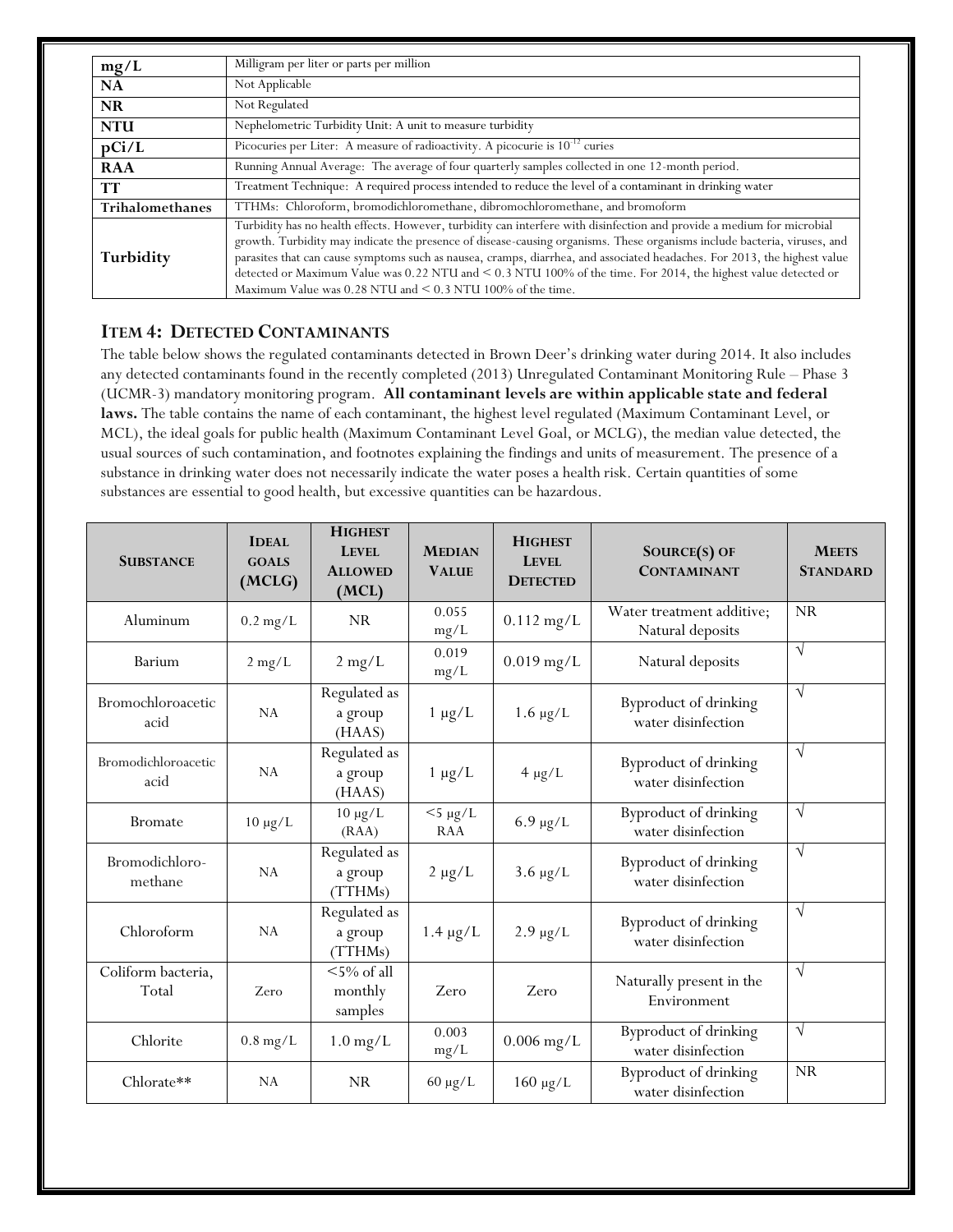| | |
|---|---|
| **mg/L** | Milligram per liter or parts per million |
| **NA** | Not Applicable |
| **NR** | Not Regulated |
| **NTU** | Nephelometric Turbidity Unit: A unit to measure turbidity |
| **pCi/L** | Picocuries per Liter: A measure of radioactivity. A picocurie is $10^{-12}$ curies |
| **RAA** | Running Annual Average: The average of four quarterly samples collected in one 12-month period. |
| **TT** | Treatment Technique: A required process intended to reduce the level of a contaminant in drinking water |
| **Trihalomethanes** | TTHMs: Chloroform, bromodichloromethane, dibromochloromethane, and bromoform |
| **Turbidity** | Turbidity has no health effects. However, turbidity can interfere with disinfection and provide a medium for microbial growth. Turbidity may indicate the presence of disease-causing organisms. These organisms include bacteria, viruses, and parasites that can cause symptoms such as nausea, cramps, diarrhea, and associated headaches. For 2013, the highest value detected or Maximum Value was 0.22 NTU and < 0.3 NTU 100% of the time. For 2014, the highest value detected or Maximum Value was 0.28 NTU and < 0.3 NTU 100% of the time. |

## ITEM 4: DETECTED CONTAMINANTS

The table below shows the regulated contaminants detected in Brown Deer's drinking water during 2014. It also includes any detected contaminants found in the recently completed (2013) Unregulated Contaminant Monitoring Rule – Phase 3 (UCMR-3) mandatory monitoring program. **All contaminant levels are within applicable state and federal laws.** The table contains the name of each contaminant, the highest level regulated (Maximum Contaminant Level, or MCL), the ideal goals for public health (Maximum Contaminant Level Goal, or MCLG), the median value detected, the usual sources of such contamination, and footnotes explaining the findings and units of measurement. The presence of a substance in drinking water does not necessarily indicate the water poses a health risk. Certain quantities of some substances are essential to good health, but excessive quantities can be hazardous.

| SUBSTANCE | IDEAL GOALS (MCLG) | HIGHEST LEVEL ALLOWED (MCL) | MEDIAN VALUE | HIGHEST LEVEL DETECTED | SOURCE(S) OF CONTAMINANT | MEETS STANDARD |
|---|---|---|---|---|---|---|
| Aluminum | 0.2 mg/L | NR | 0.055 mg/L | 0.112 mg/L | Water treatment additive; Natural deposits | NR |
| Barium | 2 mg/L | 2 mg/L | 0.019 mg/L | 0.019 mg/L | Natural deposits | √ |
| Bromochloroacetic acid | NA | Regulated as a group (HAAS) | 1 μg/L | 1.6 μg/L | Byproduct of drinking water disinfection | √ |
| Bromodichloroacetic acid | NA | Regulated as a group (HAAS) | 1 μg/L | 4 μg/L | Byproduct of drinking water disinfection | √ |
| Bromate | 10 μg/L | 10 μg/L (RAA) | <5 μg/L RAA | 6.9 μg/L | Byproduct of drinking water disinfection | √ |
| Bromodichloro-methane | NA | Regulated as a group (TTHMs) | 2 μg/L | 3.6 μg/L | Byproduct of drinking water disinfection | √ |
| Chloroform | NA | Regulated as a group (TTHMs) | 1.4 μg/L | 2.9 μg/L | Byproduct of drinking water disinfection | √ |
| Coliform bacteria, Total | Zero | <5% of all monthly samples | Zero | Zero | Naturally present in the Environment | √ |
| Chlorite | 0.8 mg/L | 1.0 mg/L | 0.003 mg/L | 0.006 mg/L | Byproduct of drinking water disinfection | √ |
| Chlorate** | NA | NR | 60 μg/L | 160 μg/L | Byproduct of drinking water disinfection | NR |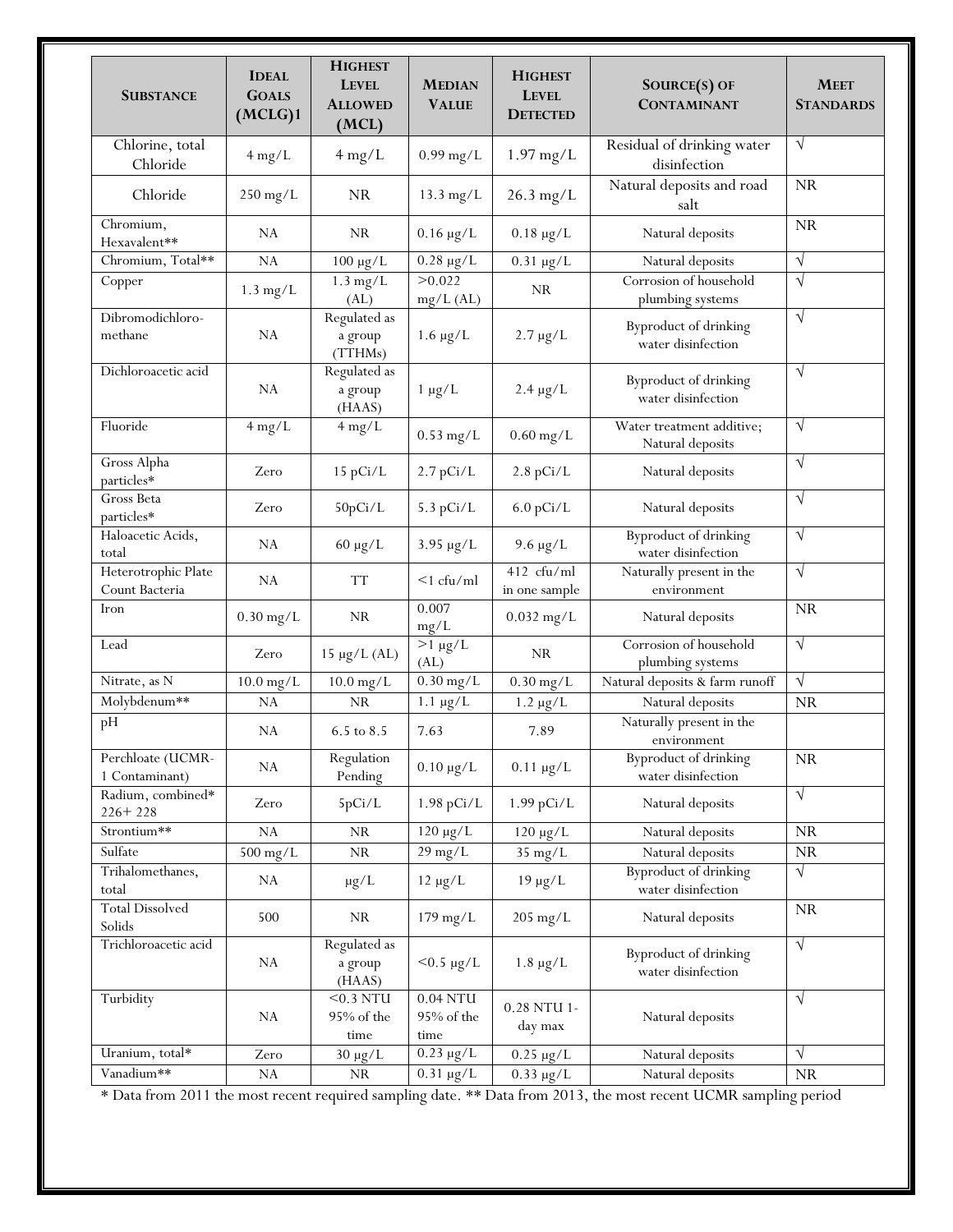| Substance | Ideal Goals (MCLG)1 | Highest Level Allowed (MCL) | Median Value | Highest Level Detected | Source(s) of Contaminant | Meet Standards |
|---|---|---|---|---|---|---|
| Chlorine, total Chloride | 4 mg/L | 4 mg/L | 0.99 mg/L | 1.97 mg/L | Residual of drinking water disinfection | √ |
| Chloride | 250 mg/L | NR | 13.3 mg/L | 26.3 mg/L | Natural deposits and road salt | NR |
| Chromium, Hexavalent** | NA | NR | 0.16 µg/L | 0.18 µg/L | Natural deposits | NR |
| Chromium, Total** | NA | 100 µg/L | 0.28 µg/L | 0.31 µg/L | Natural deposits | √ |
| Copper | 1.3 mg/L | 1.3 mg/L (AL) | >0.022 mg/L (AL) | NR | Corrosion of household plumbing systems | √ |
| Dibromodichloro-methane | NA | Regulated as a group (TTHMs) | 1.6 µg/L | 2.7 µg/L | Byproduct of drinking water disinfection | √ |
| Dichloroacetic acid | NA | Regulated as a group (HAAS) | 1 µg/L | 2.4 µg/L | Byproduct of drinking water disinfection | √ |
| Fluoride | 4 mg/L | 4 mg/L | 0.53 mg/L | 0.60 mg/L | Water treatment additive; Natural deposits | √ |
| Gross Alpha particles* | Zero | 15 pCi/L | 2.7 pCi/L | 2.8 pCi/L | Natural deposits | √ |
| Gross Beta particles* | Zero | 50pCi/L | 5.3 pCi/L | 6.0 pCi/L | Natural deposits | √ |
| Haloacetic Acids, total | NA | 60 µg/L | 3.95 µg/L | 9.6 µg/L | Byproduct of drinking water disinfection | √ |
| Heterotrophic Plate Count Bacteria | NA | TT | <1 cfu/ml | 412 cfu/ml in one sample | Naturally present in the environment | √ |
| Iron | 0.30 mg/L | NR | 0.007 mg/L | 0.032 mg/L | Natural deposits | NR |
| Lead | Zero | 15 µg/L (AL) | >1 µg/L (AL) | NR | Corrosion of household plumbing systems | √ |
| Nitrate, as N | 10.0 mg/L | 10.0 mg/L | 0.30 mg/L | 0.30 mg/L | Natural deposits & farm runoff | √ |
| Molybdenum** | NA | NR | 1.1 µg/L | 1.2 µg/L | Natural deposits | NR |
| pH | NA | 6.5 to 8.5 | 7.63 | 7.89 | Naturally present in the environment | |
| Perchloate (UCMR-1 Contaminant) | NA | Regulation Pending | 0.10 µg/L | 0.11 µg/L | Byproduct of drinking water disinfection | NR |
| Radium, combined* 226+ 228 | Zero | 5pCi/L | 1.98 pCi/L | 1.99 pCi/L | Natural deposits | √ |
| Strontium** | NA | NR | 120 µg/L | 120 µg/L | Natural deposits | NR |
| Sulfate | 500 mg/L | NR | 29 mg/L | 35 mg/L | Natural deposits | NR |
| Trihalomethanes, total | NA | µg/L | 12 µg/L | 19 µg/L | Byproduct of drinking water disinfection | √ |
| Total Dissolved Solids | 500 | NR | 179 mg/L | 205 mg/L | Natural deposits | NR |
| Trichloroacetic acid | NA | Regulated as a group (HAAS) | <0.5 µg/L | 1.8 µg/L | Byproduct of drinking water disinfection | √ |
| Turbidity | NA | <0.3 NTU 95% of the time | 0.04 NTU 95% of the time | 0.28 NTU 1-day max | Natural deposits | √ |
| Uranium, total* | Zero | 30 µg/L | 0.23 µg/L | 0.25 µg/L | Natural deposits | √ |
| Vanadium** | NA | NR | 0.31 µg/L | 0.33 µg/L | Natural deposits | NR |

* Data from 2011 the most recent required sampling date. ** Data from 2013, the most recent UCMR sampling period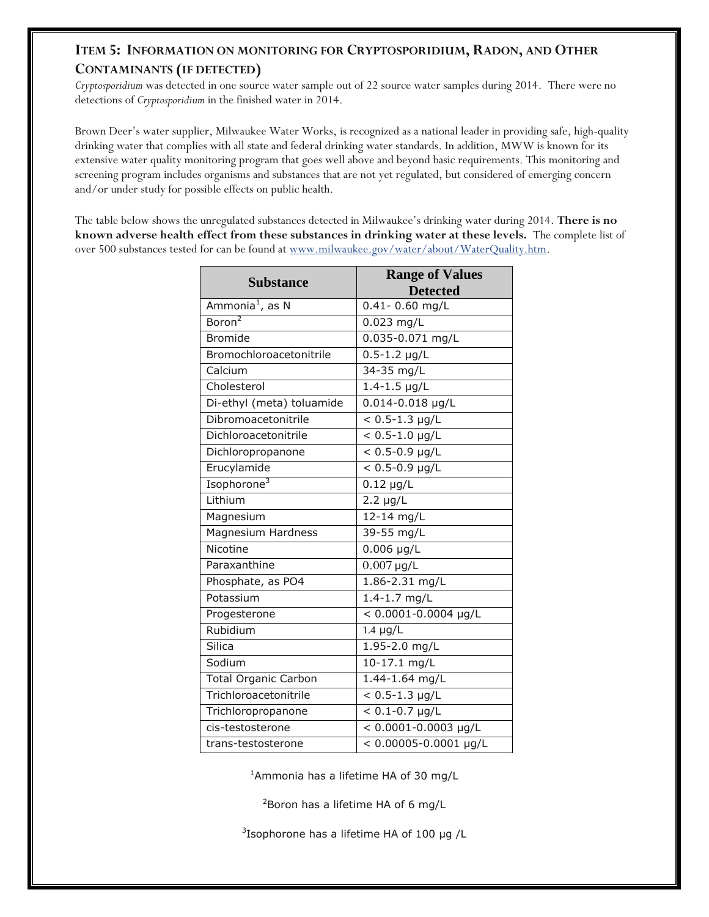## ITEM 5: INFORMATION ON MONITORING FOR CRYPTOSPORIDIUM, RADON, AND OTHER CONTAMINANTS (IF DETECTED)

*Cryptosporidium* was detected in one source water sample out of 22 source water samples during 2014. There were no detections of *Cryptosporidium* in the finished water in 2014.

Brown Deer's water supplier, Milwaukee Water Works, is recognized as a national leader in providing safe, high-quality drinking water that complies with all state and federal drinking water standards. In addition, MWW is known for its extensive water quality monitoring program that goes well above and beyond basic requirements. This monitoring and screening program includes organisms and substances that are not yet regulated, but considered of emerging concern and/or under study for possible effects on public health.

The table below shows the unregulated substances detected in Milwaukee's drinking water during 2014. **There is no known adverse health effect from these substances in drinking water at these levels.** The complete list of over 500 substances tested for can be found at www.milwaukee.gov/water/about/WaterQuality.htm.

| Substance | Range of Values Detected |
|---|---|
| Ammonia[1], as N | 0.41- 0.60 mg/L |
| Boron[2] | 0.023 mg/L |
| Bromide | 0.035-0.071 mg/L |
| Bromochloroacetonitrile | 0.5-1.2 µg/L |
| Calcium | 34-35 mg/L |
| Cholesterol | 1.4-1.5 µg/L |
| Di-ethyl (meta) toluamide | 0.014-0.018 µg/L |
| Dibromoacetonitrile | < 0.5-1.3 µg/L |
| Dichloroacetonitrile | < 0.5-1.0 µg/L |
| Dichloropropanone | < 0.5-0.9 µg/L |
| Erucylamide | < 0.5-0.9 µg/L |
| Isophorone[3] | 0.12 µg/L |
| Lithium | 2.2 µg/L |
| Magnesium | 12-14 mg/L |
| Magnesium Hardness | 39-55 mg/L |
| Nicotine | 0.006 µg/L |
| Paraxanthine | 0.007 µg/L |
| Phosphate, as PO4 | 1.86-2.31 mg/L |
| Potassium | 1.4-1.7 mg/L |
| Progesterone | < 0.0001-0.0004 µg/L |
| Rubidium | 1.4 µg/L |
| Silica | 1.95-2.0 mg/L |
| Sodium | 10-17.1 mg/L |
| Total Organic Carbon | 1.44-1.64 mg/L |
| Trichloroacetonitrile | < 0.5-1.3 µg/L |
| Trichloropropanone | < 0.1-0.7 µg/L |
| cis-testosterone | < 0.0001-0.0003 µg/L |
| trans-testosterone | < 0.00005-0.0001 µg/L |

[1]Ammonia has a lifetime HA of 30 mg/L

[2]Boron has a lifetime HA of 6 mg/L

[3]Isophorone has a lifetime HA of 100 µg /L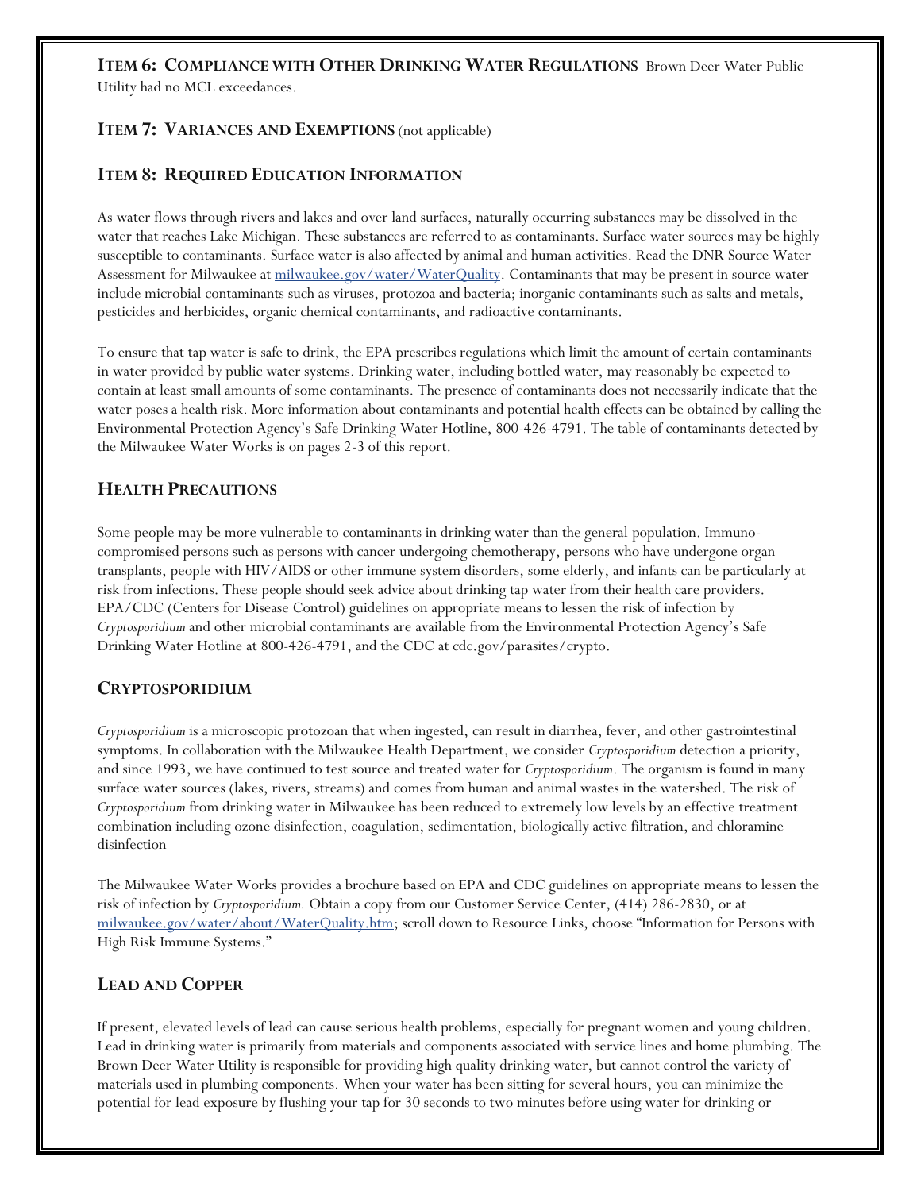**ITEM 6: COMPLIANCE WITH OTHER DRINKING WATER REGULATIONS** Brown Deer Water Public Utility had no MCL exceedances.

**ITEM 7: VARIANCES AND EXEMPTIONS** (not applicable)

## ITEM 8: REQUIRED EDUCATION INFORMATION

As water flows through rivers and lakes and over land surfaces, naturally occurring substances may be dissolved in the water that reaches Lake Michigan. These substances are referred to as contaminants. Surface water sources may be highly susceptible to contaminants. Surface water is also affected by animal and human activities. Read the DNR Source Water Assessment for Milwaukee at [milwaukee.gov/water/WaterQuality](milwaukee.gov/water/WaterQuality). Contaminants that may be present in source water include microbial contaminants such as viruses, protozoa and bacteria; inorganic contaminants such as salts and metals, pesticides and herbicides, organic chemical contaminants, and radioactive contaminants.

To ensure that tap water is safe to drink, the EPA prescribes regulations which limit the amount of certain contaminants in water provided by public water systems. Drinking water, including bottled water, may reasonably be expected to contain at least small amounts of some contaminants. The presence of contaminants does not necessarily indicate that the water poses a health risk. More information about contaminants and potential health effects can be obtained by calling the Environmental Protection Agency's Safe Drinking Water Hotline, 800-426-4791. The table of contaminants detected by the Milwaukee Water Works is on pages 2-3 of this report.

## HEALTH PRECAUTIONS

Some people may be more vulnerable to contaminants in drinking water than the general population. Immuno-compromised persons such as persons with cancer undergoing chemotherapy, persons who have undergone organ transplants, people with HIV/AIDS or other immune system disorders, some elderly, and infants can be particularly at risk from infections. These people should seek advice about drinking tap water from their health care providers. EPA/CDC (Centers for Disease Control) guidelines on appropriate means to lessen the risk of infection by *Cryptosporidium* and other microbial contaminants are available from the Environmental Protection Agency's Safe Drinking Water Hotline at 800-426-4791, and the CDC at cdc.gov/parasites/crypto.

## CRYPTOSPORIDIUM

*Cryptosporidium* is a microscopic protozoan that when ingested, can result in diarrhea, fever, and other gastrointestinal symptoms. In collaboration with the Milwaukee Health Department, we consider *Cryptosporidium* detection a priority, and since 1993, we have continued to test source and treated water for *Cryptosporidium*. The organism is found in many surface water sources (lakes, rivers, streams) and comes from human and animal wastes in the watershed. The risk of *Cryptosporidium* from drinking water in Milwaukee has been reduced to extremely low levels by an effective treatment combination including ozone disinfection, coagulation, sedimentation, biologically active filtration, and chloramine disinfection

The Milwaukee Water Works provides a brochure based on EPA and CDC guidelines on appropriate means to lessen the risk of infection by *Cryptosporidium.* Obtain a copy from our Customer Service Center, (414) 286-2830, or at [milwaukee.gov/water/about/WaterQuality.htm](milwaukee.gov/water/about/WaterQuality.htm); scroll down to Resource Links, choose "Information for Persons with High Risk Immune Systems."

## LEAD AND COPPER

If present, elevated levels of lead can cause serious health problems, especially for pregnant women and young children. Lead in drinking water is primarily from materials and components associated with service lines and home plumbing. The Brown Deer Water Utility is responsible for providing high quality drinking water, but cannot control the variety of materials used in plumbing components. When your water has been sitting for several hours, you can minimize the potential for lead exposure by flushing your tap for 30 seconds to two minutes before using water for drinking or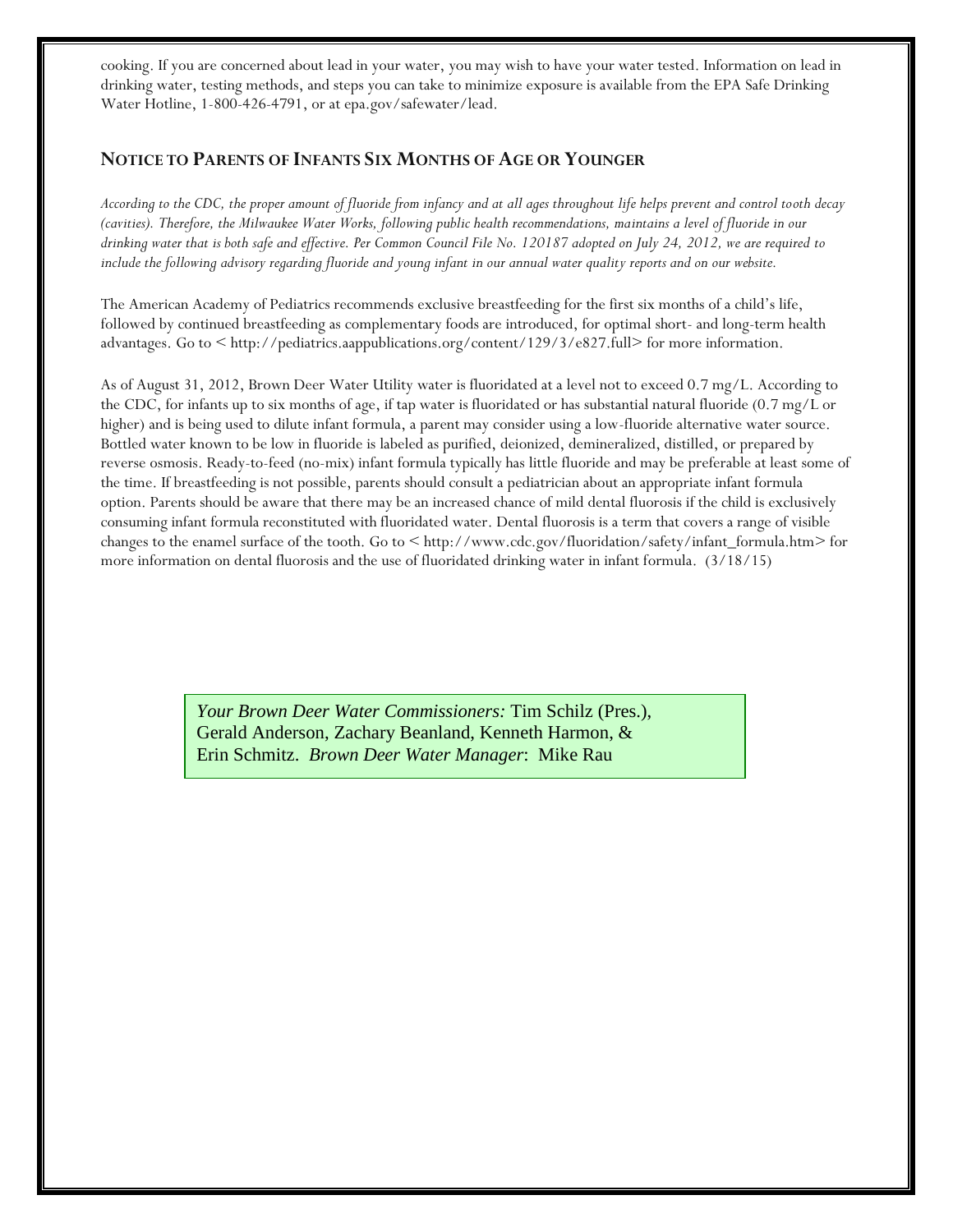cooking. If you are concerned about lead in your water, you may wish to have your water tested. Information on lead in drinking water, testing methods, and steps you can take to minimize exposure is available from the EPA Safe Drinking Water Hotline, 1-800-426-4791, or at epa.gov/safewater/lead.

## NOTICE TO PARENTS OF INFANTS SIX MONTHS OF AGE OR YOUNGER

*According to the CDC, the proper amount of fluoride from infancy and at all ages throughout life helps prevent and control tooth decay (cavities). Therefore, the Milwaukee Water Works, following public health recommendations, maintains a level of fluoride in our drinking water that is both safe and effective. Per Common Council File No. 120187 adopted on July 24, 2012, we are required to include the following advisory regarding fluoride and young infant in our annual water quality reports and on our website.*

The American Academy of Pediatrics recommends exclusive breastfeeding for the first six months of a child's life, followed by continued breastfeeding as complementary foods are introduced, for optimal short- and long-term health advantages. Go to < http://pediatrics.aappublications.org/content/129/3/e827.full> for more information.

As of August 31, 2012, Brown Deer Water Utility water is fluoridated at a level not to exceed 0.7 mg/L. According to the CDC, for infants up to six months of age, if tap water is fluoridated or has substantial natural fluoride (0.7 mg/L or higher) and is being used to dilute infant formula, a parent may consider using a low-fluoride alternative water source. Bottled water known to be low in fluoride is labeled as purified, deionized, demineralized, distilled, or prepared by reverse osmosis. Ready-to-feed (no-mix) infant formula typically has little fluoride and may be preferable at least some of the time. If breastfeeding is not possible, parents should consult a pediatrician about an appropriate infant formula option. Parents should be aware that there may be an increased chance of mild dental fluorosis if the child is exclusively consuming infant formula reconstituted with fluoridated water. Dental fluorosis is a term that covers a range of visible changes to the enamel surface of the tooth. Go to < http://www.cdc.gov/fluoridation/safety/infant_formula.htm> for more information on dental fluorosis and the use of fluoridated drinking water in infant formula. (3/18/15)

*Your Brown Deer Water Commissioners:* Tim Schilz (Pres.), Gerald Anderson, Zachary Beanland, Kenneth Harmon, & Erin Schmitz. *Brown Deer Water Manager*: Mike Rau